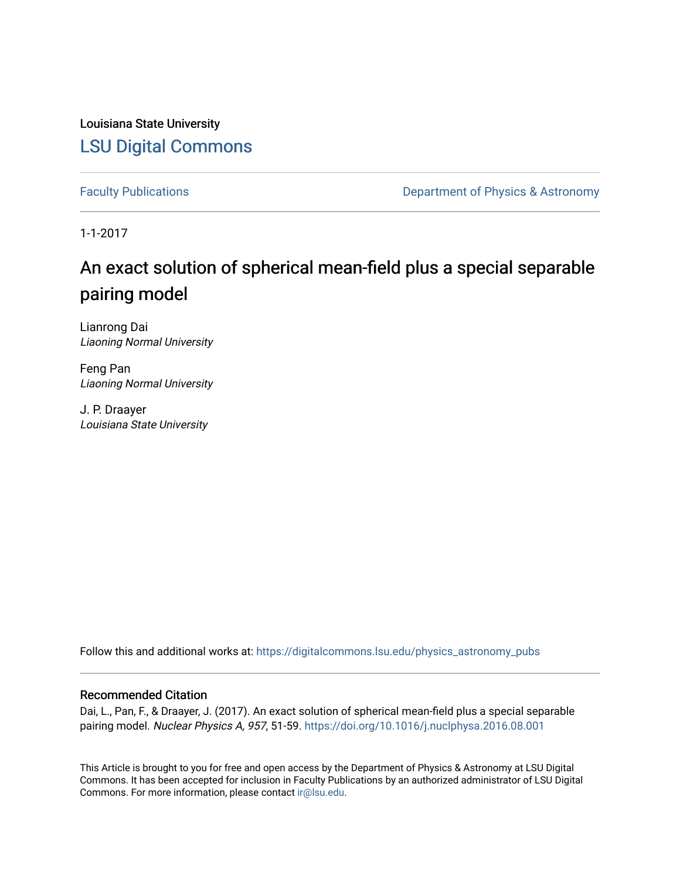Louisiana State University

# LSU Digital Commons

Faculty Publications

Department of Physics & Astronomy

1-1-2017

# An exact solution of spherical mean-field plus a special separable pairing model

Lianrong Dai
*Liaoning Normal University*

Feng Pan
*Liaoning Normal University*

J. P. Draayer
*Louisiana State University*

Follow this and additional works at: https://digitalcommons.lsu.edu/physics_astronomy_pubs

## Recommended Citation

Dai, L., Pan, F., & Draayer, J. (2017). An exact solution of spherical mean-field plus a special separable pairing model. *Nuclear Physics A, 957*, 51-59. https://doi.org/10.1016/j.nuclphysa.2016.08.001

This Article is brought to you for free and open access by the Department of Physics & Astronomy at LSU Digital Commons. It has been accepted for inclusion in Faculty Publications by an authorized administrator of LSU Digital Commons. For more information, please contact ir@lsu.edu.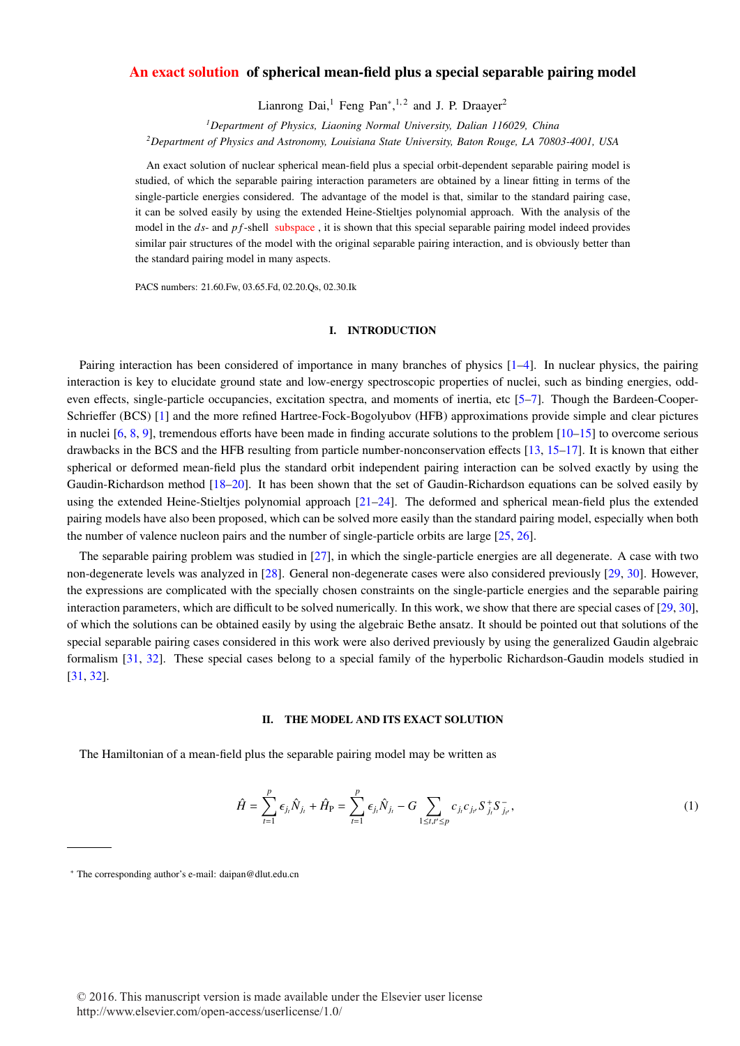# An exact solution of spherical mean-field plus a special separable pairing model

Lianrong Dai,[1] Feng Pan*,[1,2] and J. P. Draayer[2]

[1]*Department of Physics, Liaoning Normal University, Dalian 116029, China*

[2]*Department of Physics and Astronomy, Louisiana State University, Baton Rouge, LA 70803-4001, USA*

An exact solution of nuclear spherical mean-field plus a special orbit-dependent separable pairing model is studied, of which the separable pairing interaction parameters are obtained by a linear fitting in terms of the single-particle energies considered. The advantage of the model is that, similar to the standard pairing case, it can be solved easily by using the extended Heine-Stieltjes polynomial approach. With the analysis of the model in the $ds$- and $pf$-shell subspace , it is shown that this special separable pairing model indeed provides similar pair structures of the model with the original separable pairing interaction, and is obviously better than the standard pairing model in many aspects.

PACS numbers: 21.60.Fw, 03.65.Fd, 02.20.Qs, 02.30.Ik

## I. INTRODUCTION

Pairing interaction has been considered of importance in many branches of physics [1–4]. In nuclear physics, the pairing interaction is key to elucidate ground state and low-energy spectroscopic properties of nuclei, such as binding energies, odd-even effects, single-particle occupancies, excitation spectra, and moments of inertia, etc [5–7]. Though the Bardeen-Cooper-Schrieffer (BCS) [1] and the more refined Hartree-Fock-Bogolyubov (HFB) approximations provide simple and clear pictures in nuclei [6, 8, 9], tremendous efforts have been made in finding accurate solutions to the problem [10–15] to overcome serious drawbacks in the BCS and the HFB resulting from particle number-nonconservation effects [13, 15–17]. It is known that either spherical or deformed mean-field plus the standard orbit independent pairing interaction can be solved exactly by using the Gaudin-Richardson method [18–20]. It has been shown that the set of Gaudin-Richardson equations can be solved easily by using the extended Heine-Stieltjes polynomial approach [21–24]. The deformed and spherical mean-field plus the extended pairing models have also been proposed, which can be solved more easily than the standard pairing model, especially when both the number of valence nucleon pairs and the number of single-particle orbits are large [25, 26].

The separable pairing problem was studied in [27], in which the single-particle energies are all degenerate. A case with two non-degenerate levels was analyzed in [28]. General non-degenerate cases were also considered previously [29, 30]. However, the expressions are complicated with the specially chosen constraints on the single-particle energies and the separable pairing interaction parameters, which are difficult to be solved numerically. In this work, we show that there are special cases of [29, 30], of which the solutions can be obtained easily by using the algebraic Bethe ansatz. It should be pointed out that solutions of the special separable pairing cases considered in this work were also derived previously by using the generalized Gaudin algebraic formalism [31, 32]. These special cases belong to a special family of the hyperbolic Richardson-Gaudin models studied in [31, 32].

## II. THE MODEL AND ITS EXACT SOLUTION

The Hamiltonian of a mean-field plus the separable pairing model may be written as

$$\hat{H} = \sum_{t=1}^{p} \epsilon_{j_t} \hat{N}_{j_t} + \hat{H}_{\rm P} = \sum_{t=1}^{p} \epsilon_{j_t} \hat{N}_{j_t} - G \sum_{1 \le t, t' \le p} c_{j_t} c_{j_{t'}} S^{+}_{j_t} S^{-}_{j_{t'}}, \tag{1}$$

* The corresponding author's e-mail: daipan@dlut.edu.cn

© 2016. This manuscript version is made available under the Elsevier user license http://www.elsevier.com/open-access/userlicense/1.0/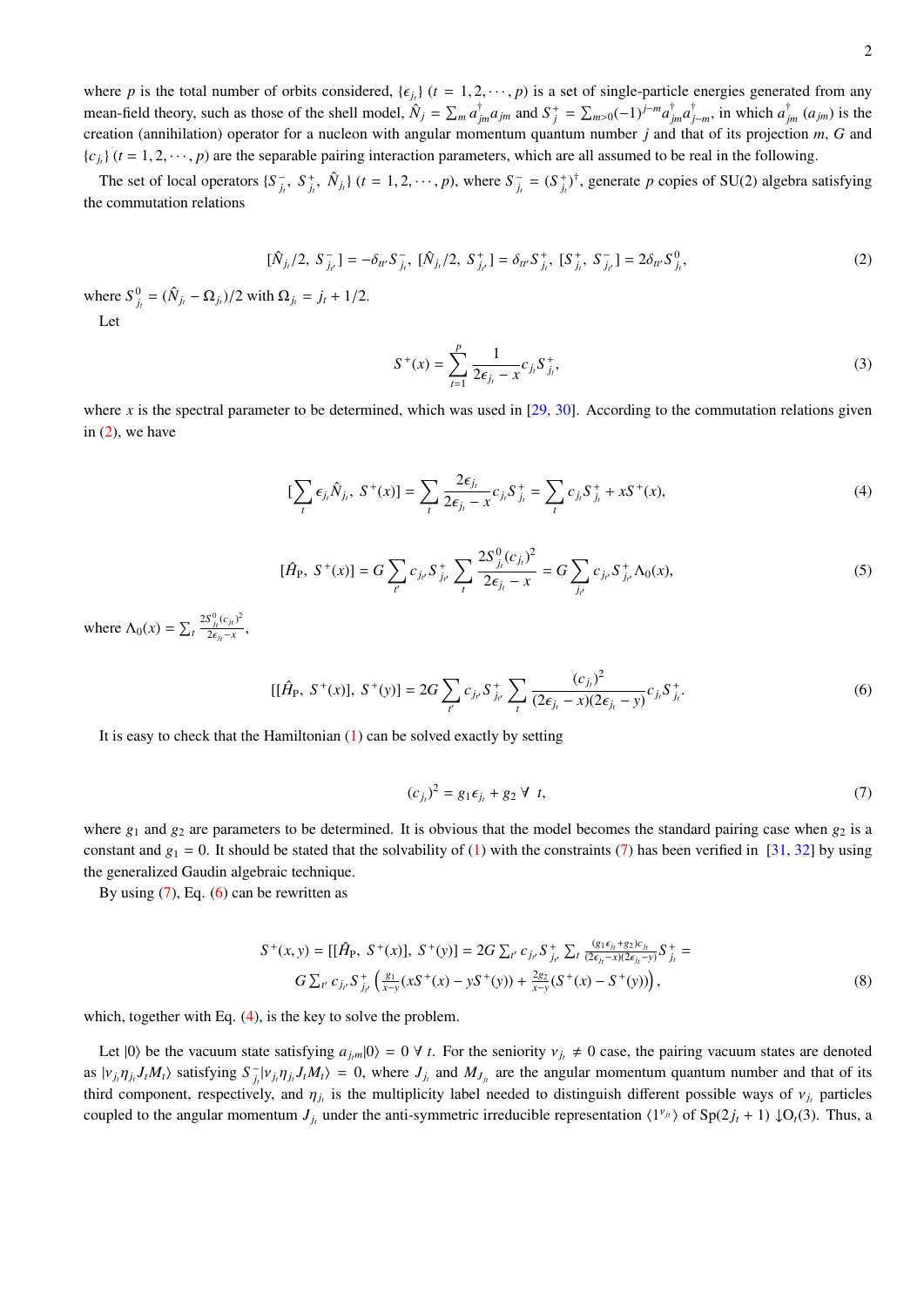where $p$ is the total number of orbits considered, $\{\epsilon_{j_t}\}$ $(t = 1, 2, \cdots, p)$ is a set of single-particle energies generated from any mean-field theory, such as those of the shell model, $\hat{N}_j = \sum_m a^{\dagger}_{jm} a_{jm}$ and $S^+_j = \sum_{m>0} (-1)^{j-m} a^{\dagger}_{jm} a^{\dagger}_{j-m}$, in which $a^{\dagger}_{jm}$ $(a_{jm})$ is the creation (annihilation) operator for a nucleon with angular momentum quantum number $j$ and that of its projection $m$, $G$ and $\{c_{j_t}\}$ $(t = 1, 2, \cdots, p)$ are the separable pairing interaction parameters, which are all assumed to be real in the following.

The set of local operators $\{S^-_{j_t},\ S^+_{j_t},\ \hat{N}_{j_t}\}$ $(t = 1, 2, \cdots, p)$, where $S^-_{j_t} = (S^+_{j_t})^{\dagger}$, generate $p$ copies of SU(2) algebra satisfying the commutation relations

$$[\hat{N}_{j_t}/2,\ S^-_{j_{t'}}] = -\delta_{tt'} S^-_{j_t},\ [\hat{N}_{j_t}/2,\ S^+_{j_{t'}}] = \delta_{tt'} S^+_{j_t},\ [S^+_{j_t},\ S^-_{j_{t'}}] = 2\delta_{tt'} S^0_{j_t}, \tag{2}$$

where $S^0_{j_t} = (\hat{N}_{j_t} - \Omega_{j_t})/2$ with $\Omega_{j_t} = j_t + 1/2$.

Let

$$S^+(x) = \sum_{t=1}^{p} \frac{1}{2\epsilon_{j_t} - x} c_{j_t} S^+_{j_t}, \tag{3}$$

where $x$ is the spectral parameter to be determined, which was used in [29, 30]. According to the commutation relations given in (2), we have

$$[\sum_t \epsilon_{j_t} \hat{N}_{j_t},\ S^+(x)] = \sum_t \frac{2\epsilon_{j_t}}{2\epsilon_{j_t} - x} c_{j_t} S^+_{j_t} = \sum_t c_{j_t} S^+_{j_t} + x S^+(x), \tag{4}$$

$$[\hat{H}_{\mathrm{P}},\ S^+(x)] = G \sum_{t'} c_{j_{t'}} S^+_{j_{t'}} \sum_t \frac{2S^0_{j_t} (c_{j_t})^2}{2\epsilon_{j_t} - x} = G \sum_{j_{t'}} c_{j_{t'}} S^+_{j_{t'}} \Lambda_0(x), \tag{5}$$

where $\Lambda_0(x) = \sum_t \frac{2S^0_{j_t}(c_{j_t})^2}{2\epsilon_{j_t} - x}$,

$$[[\hat{H}_{\mathrm{P}},\ S^+(x)],\ S^+(y)] = 2G \sum_{t'} c_{j_{t'}} S^+_{j_{t'}} \sum_t \frac{(c_{j_t})^2}{(2\epsilon_{j_t} - x)(2\epsilon_{j_t} - y)} c_{j_t} S^+_{j_t}. \tag{6}$$

It is easy to check that the Hamiltonian (1) can be solved exactly by setting

$$(c_{j_t})^2 = g_1 \epsilon_{j_t} + g_2\ \forall\ t, \tag{7}$$

where $g_1$ and $g_2$ are parameters to be determined. It is obvious that the model becomes the standard pairing case when $g_2$ is a constant and $g_1 = 0$. It should be stated that the solvability of (1) with the constraints (7) has been verified in [31, 32] by using the generalized Gaudin algebraic technique.

By using (7), Eq. (6) can be rewritten as

$$\begin{aligned} S^+(x, y) = [[\hat{H}_{\mathrm{P}},\ S^+(x)],\ S^+(y)] = 2G \textstyle\sum_{t'} c_{j_{t'}} S^+_{j_{t'}} \sum_t \frac{(g_1 \epsilon_{j_t} + g_2) c_{j_t}}{(2\epsilon_{j_t} - x)(2\epsilon_{j_t} - y)} S^+_{j_t} = \\ G \textstyle\sum_{t'} c_{j_{t'}} S^+_{j_{t'}} \left( \frac{g_1}{x - y} (x S^+(x) - y S^+(y)) + \frac{2g_2}{x - y} (S^+(x) - S^+(y)) \right), \end{aligned} \tag{8}$$

which, together with Eq. (4), is the key to solve the problem.

Let $|0\rangle$ be the vacuum state satisfying $a_{j_t m}|0\rangle = 0\ \forall\ t$. For the seniority $\nu_{j_t} \neq 0$ case, the pairing vacuum states are denoted as $|\nu_{j_t} \eta_{j_t} J_t M_t\rangle$ satisfying $S^-_{j_t} |\nu_{j_t} \eta_{j_t} J_t M_t\rangle = 0$, where $J_{j_t}$ and $M_{J_{j_t}}$ are the angular momentum quantum number and that of its third component, respectively, and $\eta_{j_t}$ is the multiplicity label needed to distinguish different possible ways of $\nu_{j_t}$ particles coupled to the angular momentum $J_{j_t}$ under the anti-symmetric irreducible representation $\langle 1^{\nu_{j_t}} \rangle$ of Sp$(2j_t + 1) \downarrow$O$_t$(3). Thus, a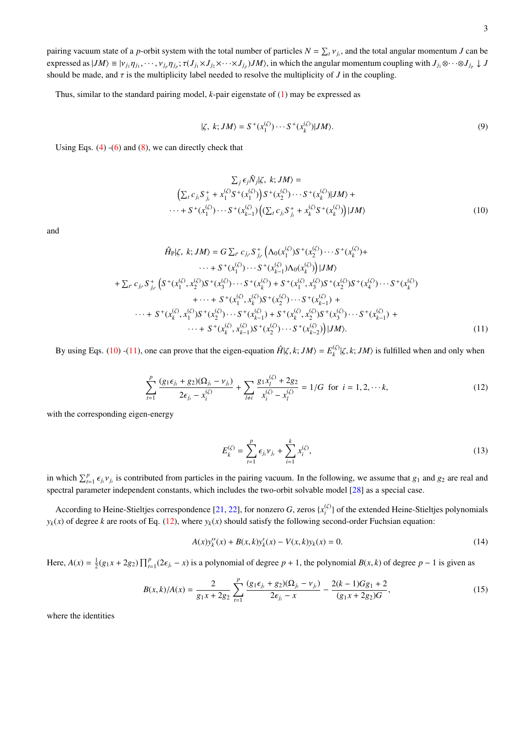pairing vacuum state of a $p$-orbit system with the total number of particles $N = \sum_t \nu_{j_t}$, and the total angular momentum $J$ can be expressed as $|JM\rangle \equiv |\nu_{j_1}\eta_{j_1}, \cdots, \nu_{j_p}\eta_{j_p}; \tau(J_{j_1}\times J_{j_2}\times\cdots\times J_{j_p})JM\rangle$, in which the angular momentum coupling with $J_{j_1}\otimes\cdots\otimes J_{j_p} \downarrow J$ should be made, and $\tau$ is the multiplicity label needed to resolve the multiplicity of $J$ in the coupling.

Thus, similar to the standard pairing model, $k$-pair eigenstate of (1) may be expressed as

$$|\zeta,\ k; JM\rangle = S^+(x_1^{(\zeta)})\cdots S^+(x_k^{(\zeta)})|JM\rangle. \tag{9}$$

Using Eqs. (4) -(6) and (8), we can directly check that

$$\begin{array}{c}\sum_j \epsilon_j \hat{N}_j|\zeta,\ k; JM\rangle = \\ \left(\sum_t c_{j_t} S^+_{j_t} + x_1^{(\zeta)} S^+(x_1^{(\zeta)})\right) S^+(x_2^{(\zeta)})\cdots S^+(x_k^{(\zeta)})|JM\rangle + \\ \cdots + S^+(x_1^{(\zeta)})\cdots S^+(x_{k-1}^{(\zeta)})\left(\left(\sum_t c_{j_t} S^+_{j_t} + x_k^{(\zeta)} S^+(x_k^{(\zeta)})\right)|JM\rangle\right.\end{array} \tag{10}$$

and

$$\begin{array}{c}\hat{H}_{\rm P}|\zeta,\ k; JM\rangle = G\sum_{t'} c_{j_{t'}} S^+_{j_{t'}}\left(\Lambda_0(x_1^{(\zeta)})S^+(x_2^{(\zeta)})\cdots S^+(x_k^{(\zeta)}) + \right. \\ \left.\cdots + S^+(x_1^{(\zeta)})\cdots S^+(x_{k-1}^{(\zeta)})\Lambda_0(x_k^{(\zeta)})\right)|JM\rangle \\ + \sum_{t'} c_{j_{t'}} S^+_{j_{t'}}\left(S^+(x_1^{(\zeta)}, x_2^{(\zeta)})S^+(x_3^{(\zeta)})\cdots S^+(x_k^{(\zeta)}) + S^+(x_1^{(\zeta)}, x_3^{(\zeta)})S^+(x_2^{(\zeta)})S^+(x_4^{(\zeta)})\cdots S^+(x_k^{(\zeta)})\right. \\ + \cdots + S^+(x_1^{(\zeta)}, x_k^{(\zeta)})S^+(x_2^{(\zeta)})\cdots S^+(x_{k-1}^{(\zeta)}) + \\ \cdots + S^+(x_k^{(\zeta)}, x_1^{(\zeta)})S^+(x_2^{(\zeta)})\cdots S^+(x_{k-1}^{(\zeta)}) + S^+(x_k^{(\zeta)}, x_2^{(\zeta)})S^+(x_3^{(\zeta)})\cdots S^+(x_{k-1}^{(\zeta)}) + \\ \left.\cdots + S^+(x_k^{(\zeta)}, x_{k-1}^{(\zeta)})S^+(x_2^{(\zeta)})\cdots S^+(x_{k-2}^{(\zeta)})\right)|JM\rangle.\end{array} \tag{11}$$

By using Eqs. (10) -(11), one can prove that the eigen-equation $\hat{H}|\zeta, k; JM\rangle = E_k^{(\zeta)}|\zeta, k; JM\rangle$ is fulfilled when and only when

$$\sum_{t=1}^{p}\frac{(g_1\epsilon_{j_t} + g_2)(\Omega_{j_t} - \nu_{j_t})}{2\epsilon_{j_t} - x_i^{(\zeta)}} + \sum_{l\neq i}\frac{g_1 x_l^{(\zeta)} + 2g_2}{x_i^{(\zeta)} - x_l^{(\zeta)}} = 1/G \ \text{ for }\ i = 1, 2, \cdots k, \tag{12}$$

with the corresponding eigen-energy

$$E_k^{(\zeta)} = \sum_{t=1}^{p}\epsilon_{j_t}\nu_{j_t} + \sum_{i=1}^{k} x_i^{(\zeta)}, \tag{13}$$

in which $\sum_{t=1}^{p}\epsilon_{j_t}\nu_{j_t}$ is contributed from particles in the pairing vacuum. In the following, we assume that $g_1$ and $g_2$ are real and spectral parameter independent constants, which includes the two-orbit solvable model [28] as a special case.

According to Heine-Stieltjes correspondence [21, 22], for nonzero $G$, zeros $\{x_i^{(\zeta)}\}$ of the extended Heine-Stieltjes polynomials $y_k(x)$ of degree $k$ are roots of Eq. (12), where $y_k(x)$ should satisfy the following second-order Fuchsian equation:

$$A(x)y_k''(x) + B(x, k)y_k'(x) - V(x, k)y_k(x) = 0. \tag{14}$$

Here, $A(x) = \frac{1}{2}(g_1 x + 2g_2)\prod_{t=1}^{p}(2\epsilon_{j_t} - x)$ is a polynomial of degree $p+1$, the polynomial $B(x, k)$ of degree $p-1$ is given as

$$B(x, k)/A(x) = \frac{2}{g_1 x + 2g_2}\sum_{t=1}^{p}\frac{(g_1\epsilon_{j_t} + g_2)(\Omega_{j_t} - \nu_{j_t})}{2\epsilon_{j_t} - x} - \frac{2(k-1)Gg_1 + 2}{(g_1 x + 2g_2)G}, \tag{15}$$

where the identities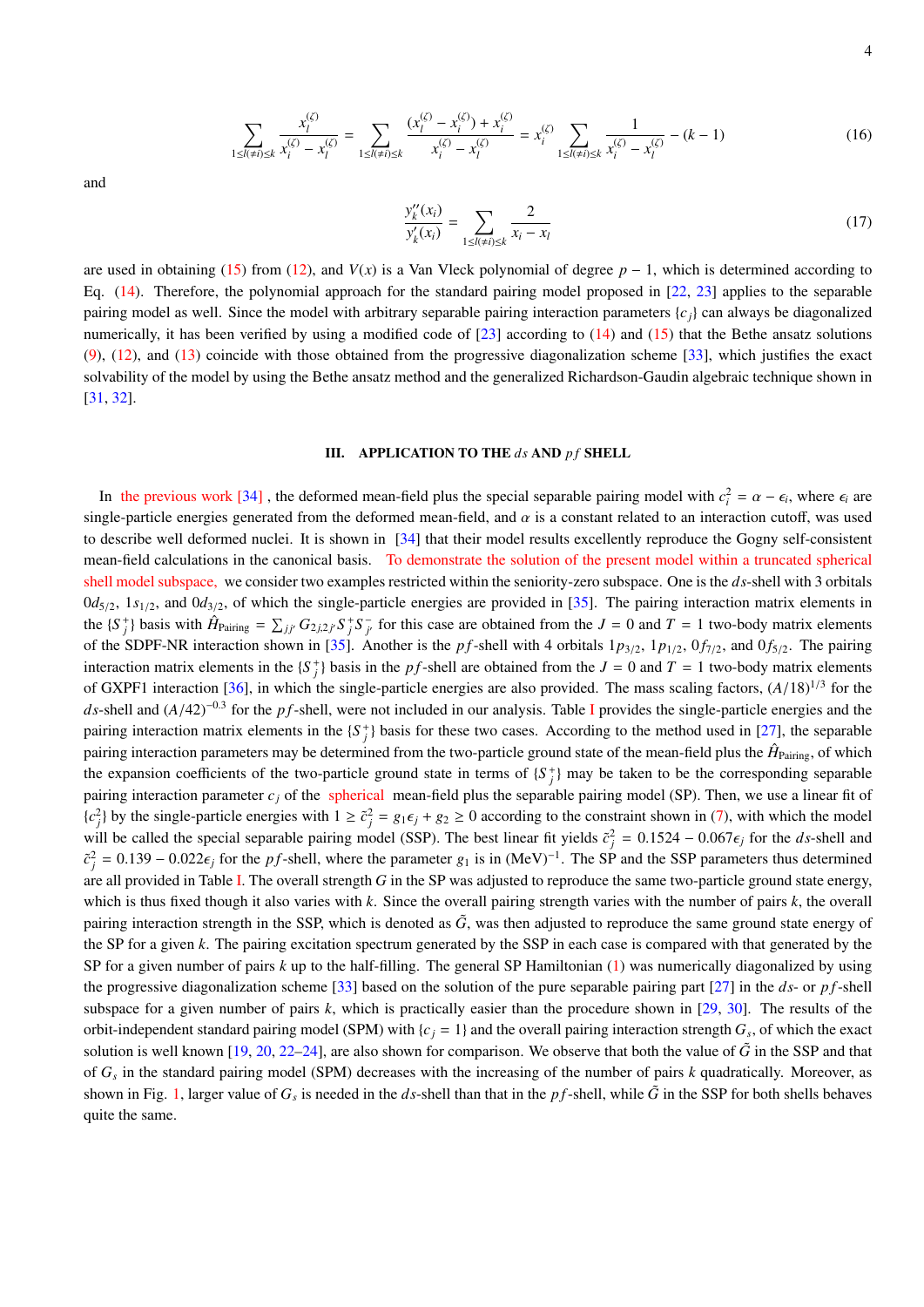$$\sum_{1\leq l(\neq i)\leq k} \frac{x_l^{(\zeta)}}{x_i^{(\zeta)} - x_l^{(\zeta)}} = \sum_{1\leq l(\neq i)\leq k} \frac{(x_l^{(\zeta)} - x_i^{(\zeta)}) + x_i^{(\zeta)}}{x_i^{(\zeta)} - x_l^{(\zeta)}} = x_i^{(\zeta)} \sum_{1\leq l(\neq i)\leq k} \frac{1}{x_i^{(\zeta)} - x_l^{(\zeta)}} - (k-1) \tag{16}$$

and

$$\frac{y_k''(x_i)}{y_k'(x_i)} = \sum_{1\leq l(\neq i)\leq k} \frac{2}{x_i - x_l} \tag{17}$$

are used in obtaining (15) from (12), and $V(x)$ is a Van Vleck polynomial of degree $p-1$, which is determined according to Eq. (14). Therefore, the polynomial approach for the standard pairing model proposed in [22, 23] applies to the separable pairing model as well. Since the model with arbitrary separable pairing interaction parameters $\{c_j\}$ can always be diagonalized numerically, it has been verified by using a modified code of [23] according to (14) and (15) that the Bethe ansatz solutions (9), (12), and (13) coincide with those obtained from the progressive diagonalization scheme [33], which justifies the exact solvability of the model by using the Bethe ansatz method and the generalized Richardson-Gaudin algebraic technique shown in [31, 32].

## III. APPLICATION TO THE $ds$ AND $pf$ SHELL

In the previous work [34] , the deformed mean-field plus the special separable pairing model with $c_i^2 = \alpha - \epsilon_i$, where $\epsilon_i$ are single-particle energies generated from the deformed mean-field, and $\alpha$ is a constant related to an interaction cutoff, was used to describe well deformed nuclei. It is shown in [34] that their model results excellently reproduce the Gogny self-consistent mean-field calculations in the canonical basis. To demonstrate the solution of the present model within a truncated spherical shell model subspace, we consider two examples restricted within the seniority-zero subspace. One is the $ds$-shell with 3 orbitals $0d_{5/2}$, $1s_{1/2}$, and $0d_{3/2}$, of which the single-particle energies are provided in [35]. The pairing interaction matrix elements in the $\{S_j^+\}$ basis with $\hat{H}_{\rm Pairing} = \sum_{jj'} G_{2j,2j'} S_j^+ S_{j'}^-$ for this case are obtained from the $J=0$ and $T=1$ two-body matrix elements of the SDPF-NR interaction shown in [35]. Another is the $pf$-shell with 4 orbitals $1p_{3/2}$, $1p_{1/2}$, $0f_{7/2}$, and $0f_{5/2}$. The pairing interaction matrix elements in the $\{S_j^+\}$ basis in the $pf$-shell are obtained from the $J=0$ and $T=1$ two-body matrix elements of GXPF1 interaction [36], in which the single-particle energies are also provided. The mass scaling factors, $(A/18)^{1/3}$ for the $ds$-shell and $(A/42)^{-0.3}$ for the $pf$-shell, were not included in our analysis. Table I provides the single-particle energies and the pairing interaction matrix elements in the $\{S_j^+\}$ basis for these two cases. According to the method used in [27], the separable pairing interaction parameters may be determined from the two-particle ground state of the mean-field plus the $\hat{H}_{\rm Pairing}$, of which the expansion coefficients of the two-particle ground state in terms of $\{S_j^+\}$ may be taken to be the corresponding separable pairing interaction parameter $c_j$ of the spherical mean-field plus the separable pairing model (SP). Then, we use a linear fit of $\{c_j^2\}$ by the single-particle energies with $1 \geq \tilde{c}_j^2 = g_1\epsilon_j + g_2 \geq 0$ according to the constraint shown in (7), with which the model will be called the special separable pairing model (SSP). The best linear fit yields $\tilde{c}_j^2 = 0.1524 - 0.067\epsilon_j$ for the $ds$-shell and $\tilde{c}_j^2 = 0.139 - 0.022\epsilon_j$ for the $pf$-shell, where the parameter $g_1$ is in (MeV)$^{-1}$. The SP and the SSP parameters thus determined are all provided in Table I. The overall strength $G$ in the SP was adjusted to reproduce the same two-particle ground state energy, which is thus fixed though it also varies with $k$. Since the overall pairing strength varies with the number of pairs $k$, the overall pairing interaction strength in the SSP, which is denoted as $\tilde{G}$, was then adjusted to reproduce the same ground state energy of the SP for a given $k$. The pairing excitation spectrum generated by the SSP in each case is compared with that generated by the SP for a given number of pairs $k$ up to the half-filling. The general SP Hamiltonian (1) was numerically diagonalized by using the progressive diagonalization scheme [33] based on the solution of the pure separable pairing part [27] in the $ds$- or $pf$-shell subspace for a given number of pairs $k$, which is practically easier than the procedure shown in [29, 30]. The results of the orbit-independent standard pairing model (SPM) with $\{c_j = 1\}$ and the overall pairing interaction strength $G_s$, of which the exact solution is well known [19, 20, 22–24], are also shown for comparison. We observe that both the value of $\tilde{G}$ in the SSP and that of $G_s$ in the standard pairing model (SPM) decreases with the increasing of the number of pairs $k$ quadratically. Moreover, as shown in Fig. 1, larger value of $G_s$ is needed in the $ds$-shell than that in the $pf$-shell, while $\tilde{G}$ in the SSP for both shells behaves quite the same.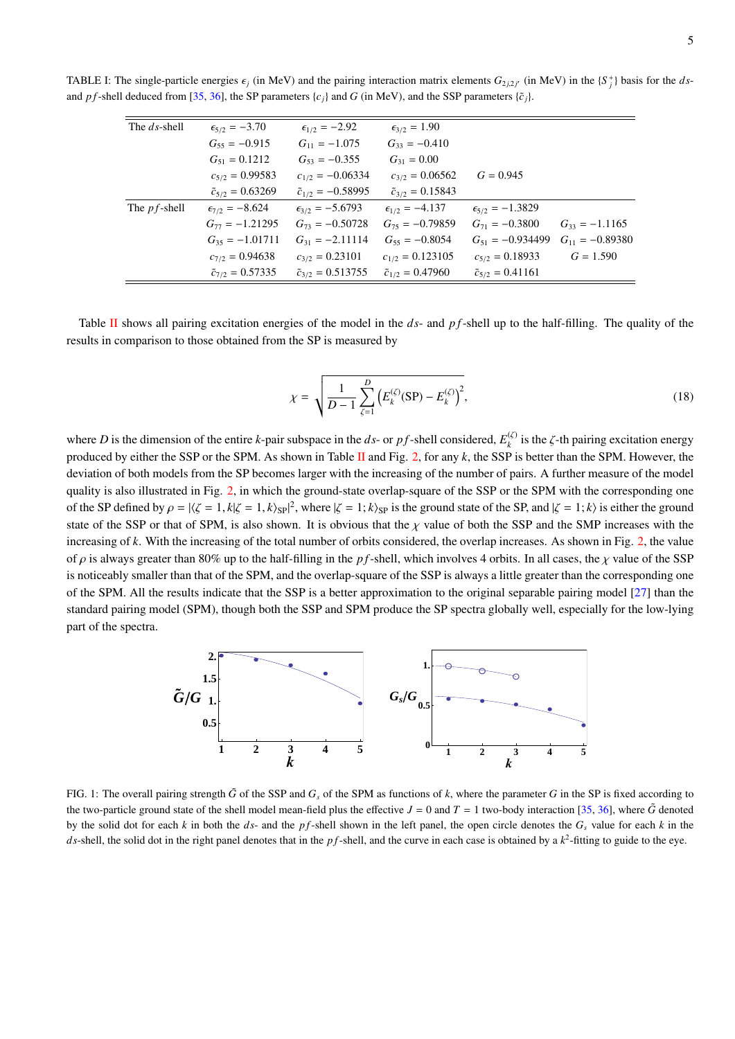TABLE I: The single-particle energies $\epsilon_j$ (in MeV) and the pairing interaction matrix elements $G_{2j2j'}$ (in MeV) in the $\{S_j^+\}$ basis for the $ds$- and $pf$-shell deduced from [35, 36], the SP parameters $\{c_j\}$ and $G$ (in MeV), and the SSP parameters $\{\tilde{c}_j\}$.

| | | | | | |
|---|---|---|---|---|---|
| The $ds$-shell | $\epsilon_{5/2} = -3.70$ | $\epsilon_{1/2} = -2.92$ | $\epsilon_{3/2} = 1.90$ | | |
| | $G_{55} = -0.915$ | $G_{11} = -1.075$ | $G_{33} = -0.410$ | | |
| | $G_{51} = 0.1212$ | $G_{53} = -0.355$ | $G_{31} = 0.00$ | | |
| | $c_{5/2} = 0.99583$ | $c_{1/2} = -0.06334$ | $c_{3/2} = 0.06562$ | $G = 0.945$ | |
| | $\tilde{c}_{5/2} = 0.63269$ | $\tilde{c}_{1/2} = -0.58995$ | $\tilde{c}_{3/2} = 0.15843$ | | |
| The $pf$-shell | $\epsilon_{7/2} = -8.624$ | $\epsilon_{3/2} = -5.6793$ | $\epsilon_{1/2} = -4.137$ | $\epsilon_{5/2} = -1.3829$ | |
| | $G_{77} = -1.21295$ | $G_{73} = -0.50728$ | $G_{75} = -0.79859$ | $G_{71} = -0.3800$ | $G_{33} = -1.1165$ |
| | $G_{35} = -1.01711$ | $G_{31} = -2.11114$ | $G_{55} = -0.8054$ | $G_{51} = -0.934499$ | $G_{11} = -0.89380$ |
| | $c_{7/2} = 0.94638$ | $c_{3/2} = 0.23101$ | $c_{1/2} = 0.123105$ | $c_{5/2} = 0.18933$ | $G = 1.590$ |
| | $\tilde{c}_{7/2} = 0.57335$ | $\tilde{c}_{3/2} = 0.513755$ | $\tilde{c}_{1/2} = 0.47960$ | $\tilde{c}_{5/2} = 0.41161$ | |

Table II shows all pairing excitation energies of the model in the $ds$- and $pf$-shell up to the half-filling. The quality of the results in comparison to those obtained from the SP is measured by

$$\chi = \sqrt{\frac{1}{D-1}\sum_{\zeta=1}^{D}\left(E_k^{(\zeta)}(\mathrm{SP}) - E_k^{(\zeta)}\right)^2}, \tag{18}$$

where $D$ is the dimension of the entire $k$-pair subspace in the $ds$- or $pf$-shell considered, $E_k^{(\zeta)}$ is the $\zeta$-th pairing excitation energy produced by either the SSP or the SPM. As shown in Table II and Fig. 2, for any $k$, the SSP is better than the SPM. However, the deviation of both models from the SP becomes larger with the increasing of the number of pairs. A further measure of the model quality is also illustrated in Fig. 2, in which the ground-state overlap-square of the SSP or the SPM with the corresponding one of the SP defined by $\rho = |\langle\zeta = 1, k|\zeta = 1, k\rangle_{\mathrm{SP}}|^2$, where $|\zeta = 1; k\rangle_{\mathrm{SP}}$ is the ground state of the SP, and $|\zeta = 1; k\rangle$ is either the ground state of the SSP or that of SPM, is also shown. It is obvious that the $\chi$ value of both the SSP and the SMP increases with the increasing of $k$. With the increasing of the total number of orbits considered, the overlap increases. As shown in Fig. 2, the value of $\rho$ is always greater than 80% up to the half-filling in the $pf$-shell, which involves 4 orbits. In all cases, the $\chi$ value of the SSP is noticeably smaller than that of the SPM, and the overlap-square of the SSP is always a little greater than the corresponding one of the SPM. All the results indicate that the SSP is a better approximation to the original separable pairing model [27] than the standard pairing model (SPM), though both the SSP and SPM produce the SP spectra globally well, especially for the low-lying part of the spectra.

FIG. 1: The overall pairing strength $\tilde{G}$ of the SSP and $G_s$ of the SPM as functions of $k$, where the parameter $G$ in the SP is fixed according to the two-particle ground state of the shell model mean-field plus the effective $J = 0$ and $T = 1$ two-body interaction [35, 36], where $\tilde{G}$ denoted by the solid dot for each $k$ in both the $ds$- and the $pf$-shell shown in the left panel, the open circle denotes the $G_s$ value for each $k$ in the $ds$-shell, the solid dot in the right panel denotes that in the $pf$-shell, and the curve in each case is obtained by a $k^2$-fitting to guide to the eye.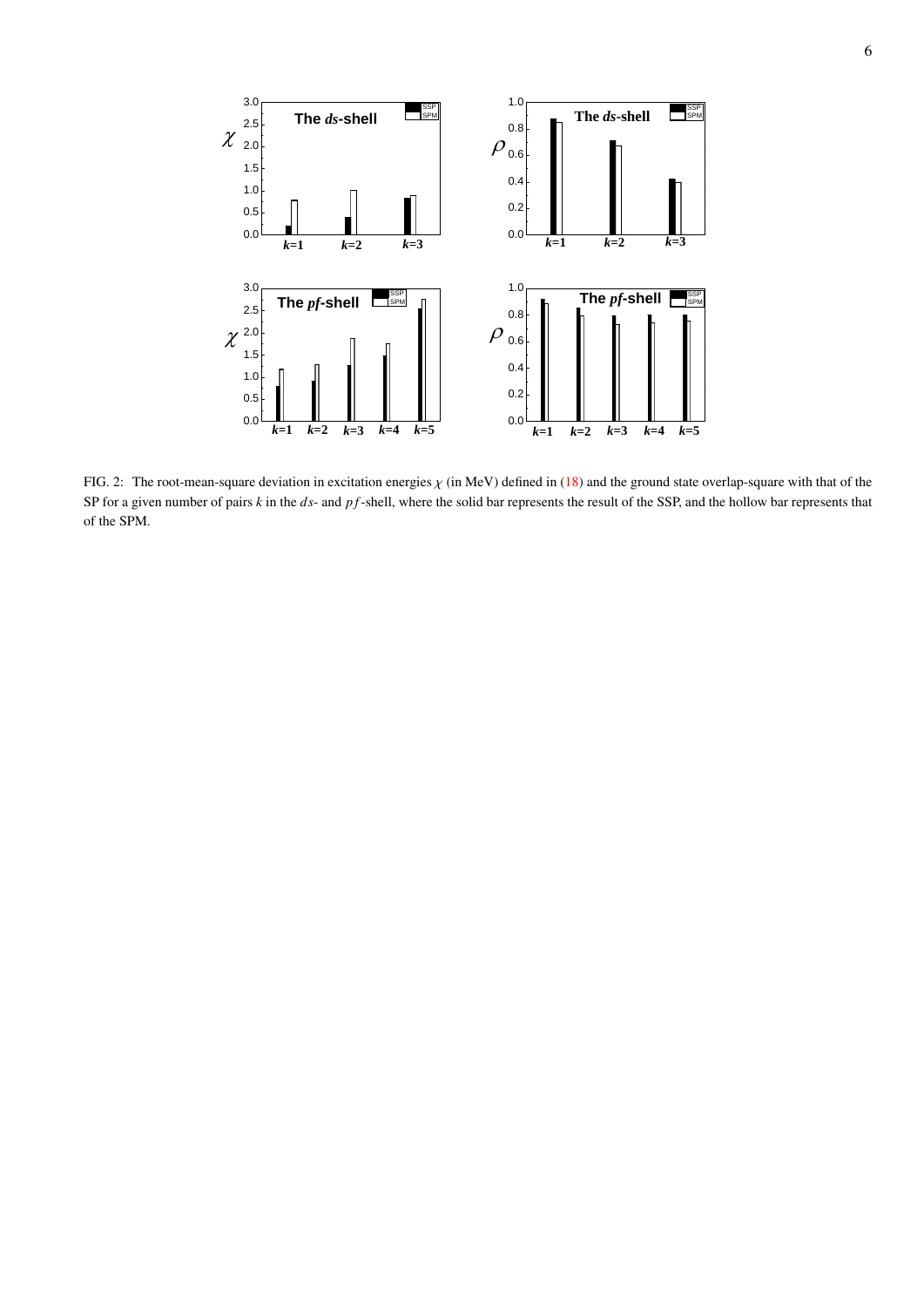FIG. 2: The root-mean-square deviation in excitation energies $\chi$ (in MeV) defined in (18) and the ground state overlap-square with that of the SP for a given number of pairs $k$ in the $ds$- and $pf$-shell, where the solid bar represents the result of the SSP, and the hollow bar represents that of the SPM.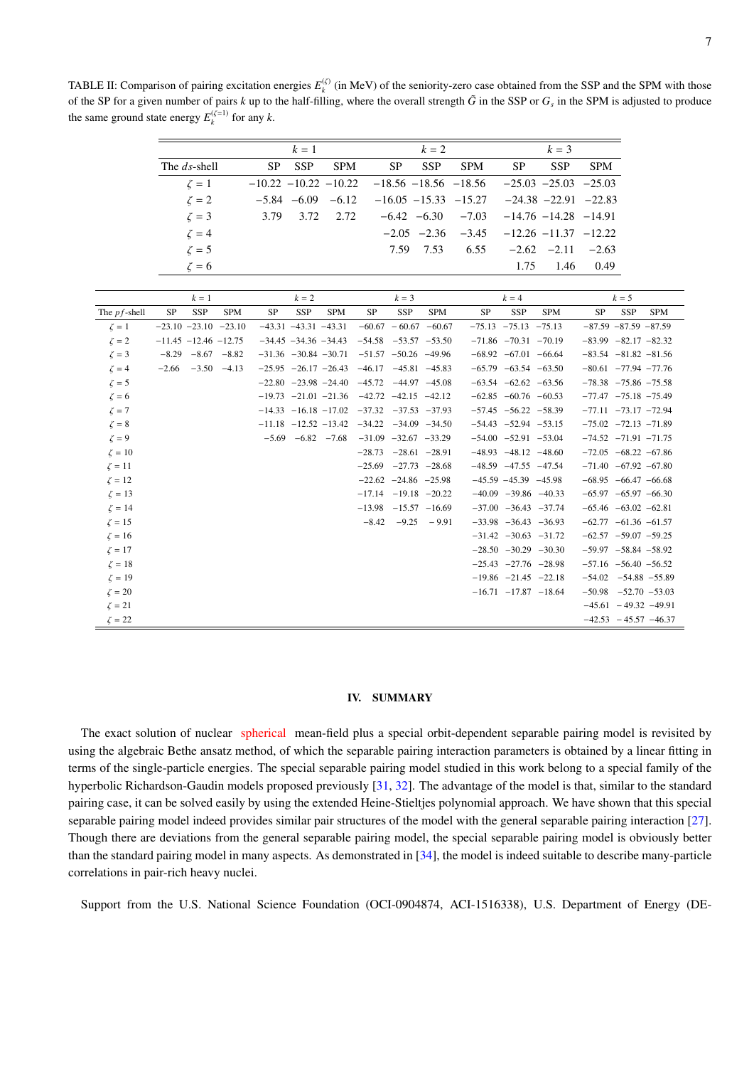TABLE II: Comparison of pairing excitation energies $E_k^{(\zeta)}$ (in MeV) of the seniority-zero case obtained from the SSP and the SPM with those of the SP for a given number of pairs $k$ up to the half-filling, where the overall strength $\tilde{G}$ in the SSP or $G_s$ in the SPM is adjusted to produce the same ground state energy $E_k^{(\zeta=1)}$ for any $k$.

| | $k=1$ | | | $k=2$ | | | $k=3$ | | |
|---|---|---|---|---|---|---|---|---|---|
| The $ds$-shell | SP | SSP | SPM | SP | SSP | SPM | SP | SSP | SPM |
| $\zeta=1$ | −10.22 | −10.22 | −10.22 | −18.56 | −18.56 | −18.56 | −25.03 | −25.03 | −25.03 |
| $\zeta=2$ | −5.84 | −6.09 | −6.12 | −16.05 | −15.33 | −15.27 | −24.38 | −22.91 | −22.83 |
| $\zeta=3$ | 3.79 | 3.72 | 2.72 | −6.42 | −6.30 | −7.03 | −14.76 | −14.28 | −14.91 |
| $\zeta=4$ | | | | −2.05 | −2.36 | −3.45 | −12.26 | −11.37 | −12.22 |
| $\zeta=5$ | | | | 7.59 | 7.53 | 6.55 | −2.62 | −2.11 | −2.63 |
| $\zeta=6$ | | | | | | | 1.75 | 1.46 | 0.49 |

| | $k=1$ | | | $k=2$ | | | $k=3$ | | | $k=4$ | | | $k=5$ | | |
|---|---|---|---|---|---|---|---|---|---|---|---|---|---|---|---|
| The $pf$-shell | SP | SSP | SPM | SP | SSP | SPM | SP | SSP | SPM | SP | SSP | SPM | SP | SSP | SPM |
| $\zeta=1$ | −23.10 | −23.10 | −23.10 | −43.31 | −43.31 | −43.31 | −60.67 | −60.67 | −60.67 | −75.13 | −75.13 | −75.13 | −87.59 | −87.59 | −87.59 |
| $\zeta=2$ | −11.45 | −12.46 | −12.75 | −34.45 | −34.36 | −34.43 | −54.58 | −53.57 | −53.50 | −71.86 | −70.31 | −70.19 | −83.99 | −82.17 | −82.32 |
| $\zeta=3$ | −8.29 | −8.67 | −8.82 | −31.36 | −30.84 | −30.71 | −51.57 | −50.26 | −49.96 | −68.92 | −67.01 | −66.64 | −83.54 | −81.82 | −81.56 |
| $\zeta=4$ | −2.66 | −3.50 | −4.13 | −25.95 | −26.17 | −26.43 | −46.17 | −45.81 | −45.83 | −65.79 | −63.54 | −63.50 | −80.61 | −77.94 | −77.76 |
| $\zeta=5$ | | | | −22.80 | −23.98 | −24.40 | −45.72 | −44.97 | −45.08 | −63.54 | −62.62 | −63.56 | −78.38 | −75.86 | −75.58 |
| $\zeta=6$ | | | | −19.73 | −21.01 | −21.36 | −42.72 | −42.15 | −42.12 | −62.85 | −60.76 | −60.53 | −77.47 | −75.18 | −75.49 |
| $\zeta=7$ | | | | −14.33 | −16.18 | −17.02 | −37.32 | −37.53 | −37.93 | −57.45 | −56.22 | −58.39 | −77.11 | −73.17 | −72.94 |
| $\zeta=8$ | | | | −11.18 | −12.52 | −13.42 | −34.22 | −34.09 | −34.50 | −54.43 | −52.94 | −53.15 | −75.02 | −72.13 | −71.89 |
| $\zeta=9$ | | | | −5.69 | −6.82 | −7.68 | −31.09 | −32.67 | −33.29 | −54.00 | −52.91 | −53.04 | −74.52 | −71.91 | −71.75 |
| $\zeta=10$ | | | | | | | −28.73 | −28.61 | −28.91 | −48.93 | −48.12 | −48.60 | −72.05 | −68.22 | −67.86 |
| $\zeta=11$ | | | | | | | −25.69 | −27.73 | −28.68 | −48.59 | −47.55 | −47.54 | −71.40 | −67.92 | −67.80 |
| $\zeta=12$ | | | | | | | −22.62 | −24.86 | −25.98 | −45.59 | −45.39 | −45.98 | −68.95 | −66.47 | −66.68 |
| $\zeta=13$ | | | | | | | −17.14 | −19.18 | −20.22 | −40.09 | −39.86 | −40.33 | −65.97 | −65.97 | −66.30 |
| $\zeta=14$ | | | | | | | −13.98 | −15.57 | −16.69 | −37.00 | −36.43 | −37.74 | −65.46 | −63.02 | −62.81 |
| $\zeta=15$ | | | | | | | −8.42 | −9.25 | −9.91 | −33.98 | −36.43 | −36.93 | −62.77 | −61.36 | −61.57 |
| $\zeta=16$ | | | | | | | | | | −31.42 | −30.63 | −31.72 | −62.57 | −59.07 | −59.25 |
| $\zeta=17$ | | | | | | | | | | −28.50 | −30.29 | −30.30 | −59.97 | −58.84 | −58.92 |
| $\zeta=18$ | | | | | | | | | | −25.43 | −27.76 | −28.98 | −57.16 | −56.40 | −56.52 |
| $\zeta=19$ | | | | | | | | | | −19.86 | −21.45 | −22.18 | −54.02 | −54.88 | −55.89 |
| $\zeta=20$ | | | | | | | | | | −16.71 | −17.87 | −18.64 | −50.98 | −52.70 | −53.03 |
| $\zeta=21$ | | | | | | | | | | | | | −45.61 | −49.32 | −49.91 |
| $\zeta=22$ | | | | | | | | | | | | | −42.53 | −45.57 | −46.37 |

## IV. SUMMARY

The exact solution of nuclear spherical mean-field plus a special orbit-dependent separable pairing model is revisited by using the algebraic Bethe ansatz method, of which the separable pairing interaction parameters is obtained by a linear fitting in terms of the single-particle energies. The special separable pairing model studied in this work belong to a special family of the hyperbolic Richardson-Gaudin models proposed previously [31, 32]. The advantage of the model is that, similar to the standard pairing case, it can be solved easily by using the extended Heine-Stieltjes polynomial approach. We have shown that this special separable pairing model indeed provides similar pair structures of the model with the general separable pairing interaction [27]. Though there are deviations from the general separable pairing model, the special separable pairing model is obviously better than the standard pairing model in many aspects. As demonstrated in [34], the model is indeed suitable to describe many-particle correlations in pair-rich heavy nuclei.

Support from the U.S. National Science Foundation (OCI-0904874, ACI-1516338), U.S. Department of Energy (DE-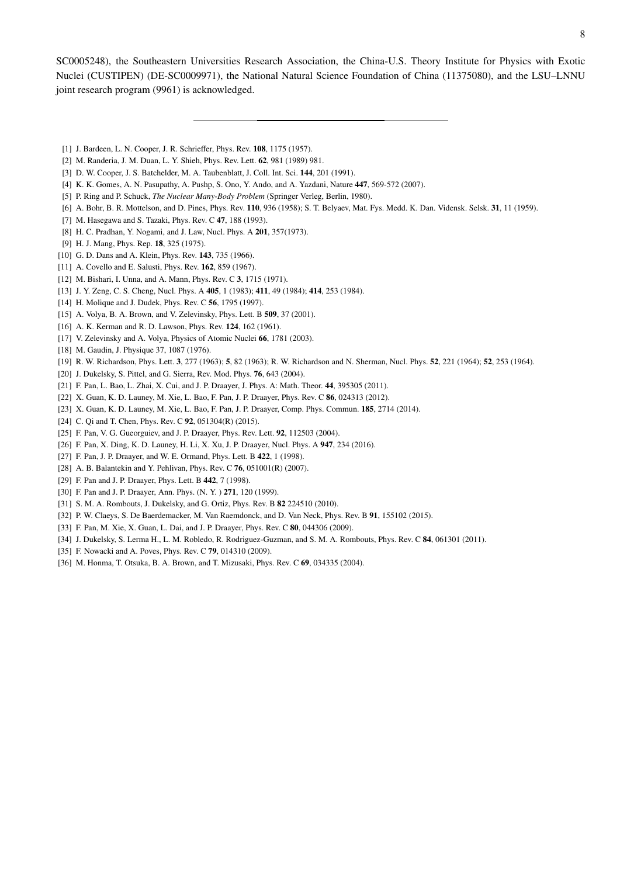SC0005248), the Southeastern Universities Research Association, the China-U.S. Theory Institute for Physics with Exotic Nuclei (CUSTIPEN) (DE-SC0009971), the National Natural Science Foundation of China (11375080), and the LSU–LNNU joint research program (9961) is acknowledged.

---

[1] J. Bardeen, L. N. Cooper, J. R. Schrieffer, Phys. Rev. **108**, 1175 (1957).

[2] M. Randeria, J. M. Duan, L. Y. Shieh, Phys. Rev. Lett. **62**, 981 (1989) 981.

[3] D. W. Cooper, J. S. Batchelder, M. A. Taubenblatt, J. Coll. Int. Sci. **144**, 201 (1991).

[4] K. K. Gomes, A. N. Pasupathy, A. Pushp, S. Ono, Y. Ando, and A. Yazdani, Nature **447**, 569-572 (2007).

[5] P. Ring and P. Schuck, *The Nuclear Many-Body Problem* (Springer Verleg, Berlin, 1980).

[6] A. Bohr, B. R. Mottelson, and D. Pines, Phys. Rev. **110**, 936 (1958); S. T. Belyaev, Mat. Fys. Medd. K. Dan. Vidensk. Selsk. **31**, 11 (1959).

[7] M. Hasegawa and S. Tazaki, Phys. Rev. C **47**, 188 (1993).

[8] H. C. Pradhan, Y. Nogami, and J. Law, Nucl. Phys. A **201**, 357(1973).

[9] H. J. Mang, Phys. Rep. **18**, 325 (1975).

[10] G. D. Dans and A. Klein, Phys. Rev. **143**, 735 (1966).

[11] A. Covello and E. Salusti, Phys. Rev. **162**, 859 (1967).

[12] M. Bishari, I. Unna, and A. Mann, Phys. Rev. C **3**, 1715 (1971).

[13] J. Y. Zeng, C. S. Cheng, Nucl. Phys. A **405**, 1 (1983); **411**, 49 (1984); **414**, 253 (1984).

[14] H. Molique and J. Dudek, Phys. Rev. C **56**, 1795 (1997).

[15] A. Volya, B. A. Brown, and V. Zelevinsky, Phys. Lett. B **509**, 37 (2001).

[16] A. K. Kerman and R. D. Lawson, Phys. Rev. **124**, 162 (1961).

[17] V. Zelevinsky and A. Volya, Physics of Atomic Nuclei **66**, 1781 (2003).

[18] M. Gaudin, J. Physique 37, 1087 (1976).

[19] R. W. Richardson, Phys. Lett. **3**, 277 (1963); **5**, 82 (1963); R. W. Richardson and N. Sherman, Nucl. Phys. **52**, 221 (1964); **52**, 253 (1964).

[20] J. Dukelsky, S. Pittel, and G. Sierra, Rev. Mod. Phys. **76**, 643 (2004).

[21] F. Pan, L. Bao, L. Zhai, X. Cui, and J. P. Draayer, J. Phys. A: Math. Theor. **44**, 395305 (2011).

[22] X. Guan, K. D. Launey, M. Xie, L. Bao, F. Pan, J. P. Draayer, Phys. Rev. C **86**, 024313 (2012).

[23] X. Guan, K. D. Launey, M. Xie, L. Bao, F. Pan, J. P. Draayer, Comp. Phys. Commun. **185**, 2714 (2014).

[24] C. Qi and T. Chen, Phys. Rev. C **92**, 051304(R) (2015).

[25] F. Pan, V. G. Gueorguiev, and J. P. Draayer, Phys. Rev. Lett. **92**, 112503 (2004).

[26] F. Pan, X. Ding, K. D. Launey, H. Li, X. Xu, J. P. Draayer, Nucl. Phys. A **947**, 234 (2016).

[27] F. Pan, J. P. Draayer, and W. E. Ormand, Phys. Lett. B **422**, 1 (1998).

[28] A. B. Balantekin and Y. Pehlivan, Phys. Rev. C **76**, 051001(R) (2007).

[29] F. Pan and J. P. Draayer, Phys. Lett. B **442**, 7 (1998).

[30] F. Pan and J. P. Draayer, Ann. Phys. (N. Y. ) **271**, 120 (1999).

[31] S. M. A. Rombouts, J. Dukelsky, and G. Ortiz, Phys. Rev. B **82** 224510 (2010).

[32] P. W. Claeys, S. De Baerdemacker, M. Van Raemdonck, and D. Van Neck, Phys. Rev. B **91**, 155102 (2015).

[33] F. Pan, M. Xie, X. Guan, L. Dai, and J. P. Draayer, Phys. Rev. C **80**, 044306 (2009).

[34] J. Dukelsky, S. Lerma H., L. M. Robledo, R. Rodriguez-Guzman, and S. M. A. Rombouts, Phys. Rev. C **84**, 061301 (2011).

[35] F. Nowacki and A. Poves, Phys. Rev. C **79**, 014310 (2009).

[36] M. Honma, T. Otsuka, B. A. Brown, and T. Mizusaki, Phys. Rev. C **69**, 034335 (2004).